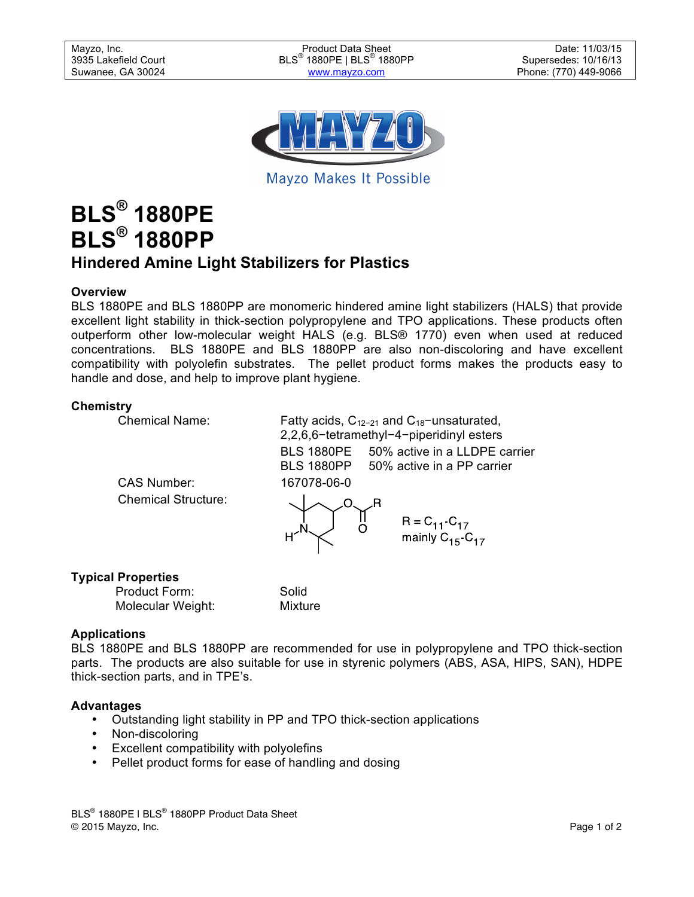Mayzo, Inc.
3935 Lakefield Court
Suwanee, GA 30024

Product Data Sheet
BLS® 1880PE | BLS® 1880PP
www.mayzo.com

Date: 11/03/15
Supersedes: 10/16/13
Phone: (770) 449-9066

Mayzo Makes It Possible

# BLS® 1880PE
# BLS® 1880PP

## Hindered Amine Light Stabilizers for Plastics

### Overview

BLS 1880PE and BLS 1880PP are monomeric hindered amine light stabilizers (HALS) that provide excellent light stability in thick-section polypropylene and TPO applications. These products often outperform other low-molecular weight HALS (e.g. BLS® 1770) even when used at reduced concentrations. BLS 1880PE and BLS 1880PP are also non-discoloring and have excellent compatibility with polyolefin substrates. The pellet product forms makes the products easy to handle and dose, and help to improve plant hygiene.

### Chemistry

Chemical Name: Fatty acids, $C_{12-21}$ and $C_{18}$−unsaturated, 2,2,6,6−tetramethyl−4−piperidinyl esters

BLS 1880PE 50% active in a LLDPE carrier
BLS 1880PP 50% active in a PP carrier

CAS Number: 167078-06-0

Chemical Structure: $R = C_{11}$-$C_{17}$, mainly $C_{15}$-$C_{17}$

### Typical Properties

Product Form: Solid
Molecular Weight: Mixture

### Applications

BLS 1880PE and BLS 1880PP are recommended for use in polypropylene and TPO thick-section parts. The products are also suitable for use in styrenic polymers (ABS, ASA, HIPS, SAN), HDPE thick-section parts, and in TPE's.

### Advantages

- Outstanding light stability in PP and TPO thick-section applications
- Non-discoloring
- Excellent compatibility with polyolefins
- Pellet product forms for ease of handling and dosing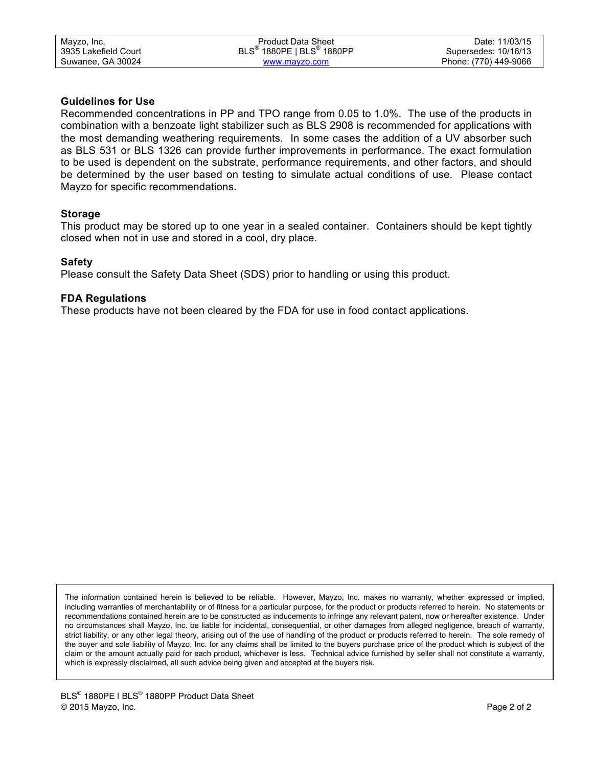## Guidelines for Use

Recommended concentrations in PP and TPO range from 0.05 to 1.0%. The use of the products in combination with a benzoate light stabilizer such as BLS 2908 is recommended for applications with the most demanding weathering requirements. In some cases the addition of a UV absorber such as BLS 531 or BLS 1326 can provide further improvements in performance. The exact formulation to be used is dependent on the substrate, performance requirements, and other factors, and should be determined by the user based on testing to simulate actual conditions of use. Please contact Mayzo for specific recommendations.

## Storage

This product may be stored up to one year in a sealed container. Containers should be kept tightly closed when not in use and stored in a cool, dry place.

## Safety

Please consult the Safety Data Sheet (SDS) prior to handling or using this product.

## FDA Regulations

These products have not been cleared by the FDA for use in food contact applications.

The information contained herein is believed to be reliable. However, Mayzo, Inc. makes no warranty, whether expressed or implied, including warranties of merchantability or of fitness for a particular purpose, for the product or products referred to herein. No statements or recommendations contained herein are to be constructed as inducements to infringe any relevant patent, now or hereafter existence. Under no circumstances shall Mayzo, Inc. be liable for incidental, consequential, or other damages from alleged negligence, breach of warranty, strict liability, or any other legal theory, arising out of the use of handling of the product or products referred to herein. The sole remedy of the buyer and sole liability of Mayzo, Inc. for any claims shall be limited to the buyers purchase price of the product which is subject of the claim or the amount actually paid for each product, whichever is less. Technical advice furnished by seller shall not constitute a warranty, which is expressly disclaimed, all such advice being given and accepted at the buyers risk.